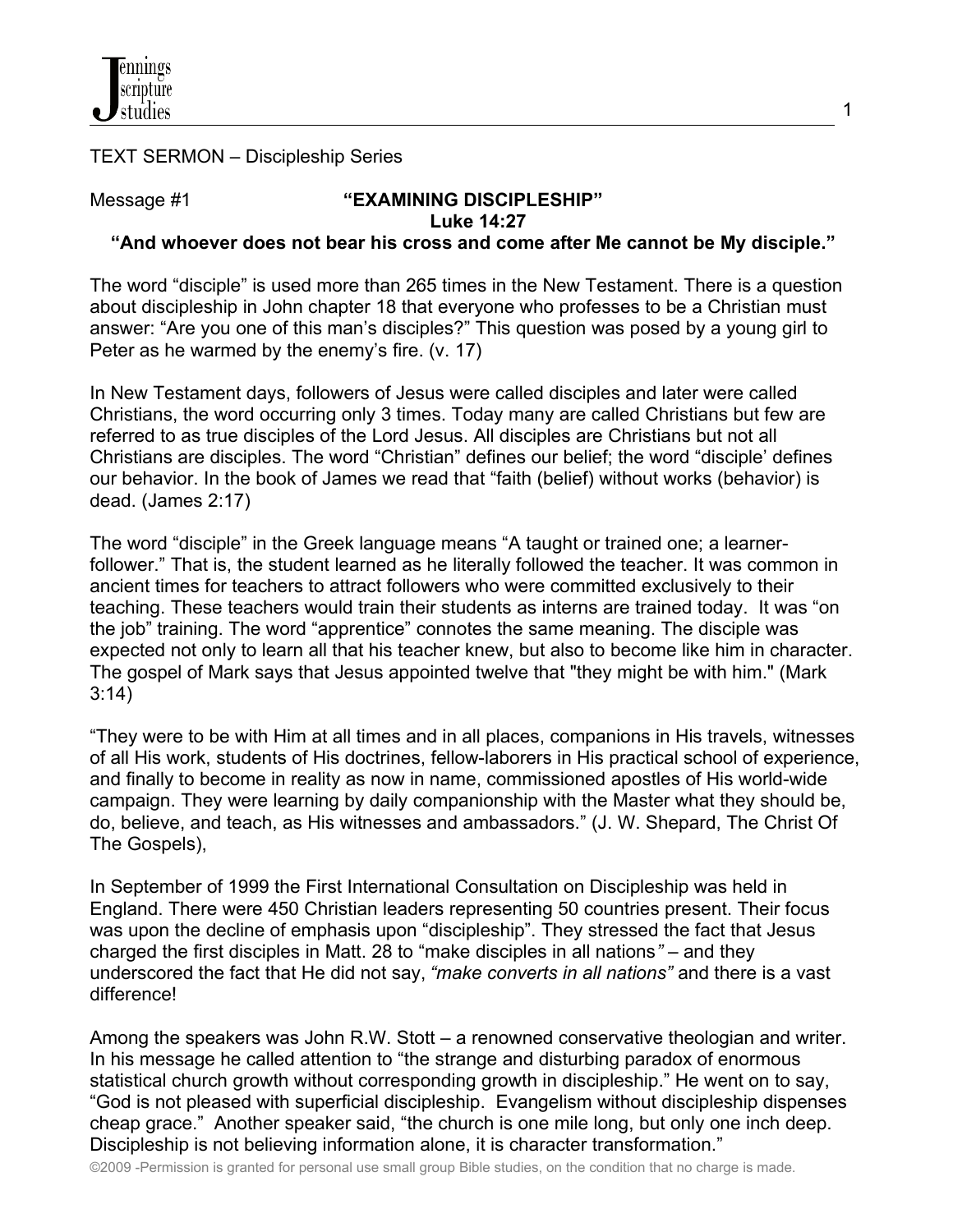TEXT SERMON – Discipleship Series

Message #1 **"EXAMINING DISCIPLESHIP"**
**Luke 14:27**
**"And whoever does not bear his cross and come after Me cannot be My disciple."**

The word "disciple" is used more than 265 times in the New Testament. There is a question about discipleship in John chapter 18 that everyone who professes to be a Christian must answer: "Are you one of this man's disciples?" This question was posed by a young girl to Peter as he warmed by the enemy's fire. (v. 17)

In New Testament days, followers of Jesus were called disciples and later were called Christians, the word occurring only 3 times. Today many are called Christians but few are referred to as true disciples of the Lord Jesus. All disciples are Christians but not all Christians are disciples. The word "Christian" defines our belief; the word "disciple' defines our behavior. In the book of James we read that "faith (belief) without works (behavior) is dead. (James 2:17)

The word "disciple" in the Greek language means "A taught or trained one; a learner-follower." That is, the student learned as he literally followed the teacher. It was common in ancient times for teachers to attract followers who were committed exclusively to their teaching. These teachers would train their students as interns are trained today. It was "on the job" training. The word "apprentice" connotes the same meaning. The disciple was expected not only to learn all that his teacher knew, but also to become like him in character. The gospel of Mark says that Jesus appointed twelve that "they might be with him." (Mark 3:14)

"They were to be with Him at all times and in all places, companions in His travels, witnesses of all His work, students of His doctrines, fellow-laborers in His practical school of experience, and finally to become in reality as now in name, commissioned apostles of His world-wide campaign. They were learning by daily companionship with the Master what they should be, do, believe, and teach, as His witnesses and ambassadors." (J. W. Shepard, The Christ Of The Gospels),

In September of 1999 the First International Consultation on Discipleship was held in England. There were 450 Christian leaders representing 50 countries present. Their focus was upon the decline of emphasis upon "discipleship". They stressed the fact that Jesus charged the first disciples in Matt. 28 to "make disciples in all nations*"* – and they underscored the fact that He did not say, *"make converts in all nations"* and there is a vast difference!

Among the speakers was John R.W. Stott – a renowned conservative theologian and writer. In his message he called attention to "the strange and disturbing paradox of enormous statistical church growth without corresponding growth in discipleship." He went on to say, "God is not pleased with superficial discipleship. Evangelism without discipleship dispenses cheap grace." Another speaker said, "the church is one mile long, but only one inch deep. Discipleship is not believing information alone, it is character transformation."

©2009 -Permission is granted for personal use small group Bible studies, on the condition that no charge is made.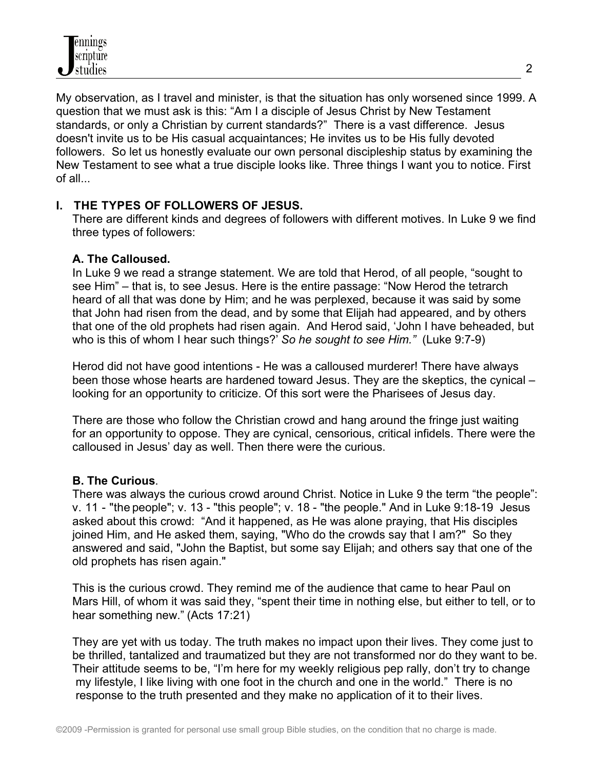My observation, as I travel and minister, is that the situation has only worsened since 1999. A question that we must ask is this: "Am I a disciple of Jesus Christ by New Testament standards, or only a Christian by current standards?" There is a vast difference. Jesus doesn't invite us to be His casual acquaintances; He invites us to be His fully devoted followers. So let us honestly evaluate our own personal discipleship status by examining the New Testament to see what a true disciple looks like. Three things I want you to notice. First of all...

## I. THE TYPES OF FOLLOWERS OF JESUS.

There are different kinds and degrees of followers with different motives. In Luke 9 we find three types of followers:

### A. The Calloused.

In Luke 9 we read a strange statement. We are told that Herod, of all people, "sought to see Him" – that is, to see Jesus. Here is the entire passage: "Now Herod the tetrarch heard of all that was done by Him; and he was perplexed, because it was said by some that John had risen from the dead, and by some that Elijah had appeared, and by others that one of the old prophets had risen again. And Herod said, 'John I have beheaded, but who is this of whom I hear such things?' *So he sought to see Him."* (Luke 9:7-9)

Herod did not have good intentions - He was a calloused murderer! There have always been those whose hearts are hardened toward Jesus. They are the skeptics, the cynical – looking for an opportunity to criticize. Of this sort were the Pharisees of Jesus day.

There are those who follow the Christian crowd and hang around the fringe just waiting for an opportunity to oppose. They are cynical, censorious, critical infidels. There were the calloused in Jesus' day as well. Then there were the curious.

### B. The Curious.

There was always the curious crowd around Christ. Notice in Luke 9 the term "the people": v. 11 - "the people"; v. 13 - "this people"; v. 18 - "the people." And in Luke 9:18-19 Jesus asked about this crowd: "And it happened, as He was alone praying, that His disciples joined Him, and He asked them, saying, "Who do the crowds say that I am?" So they answered and said, "John the Baptist, but some say Elijah; and others say that one of the old prophets has risen again."

This is the curious crowd. They remind me of the audience that came to hear Paul on Mars Hill, of whom it was said they, "spent their time in nothing else, but either to tell, or to hear something new." (Acts 17:21)

They are yet with us today. The truth makes no impact upon their lives. They come just to be thrilled, tantalized and traumatized but they are not transformed nor do they want to be. Their attitude seems to be, "I'm here for my weekly religious pep rally, don't try to change my lifestyle, I like living with one foot in the church and one in the world." There is no response to the truth presented and they make no application of it to their lives.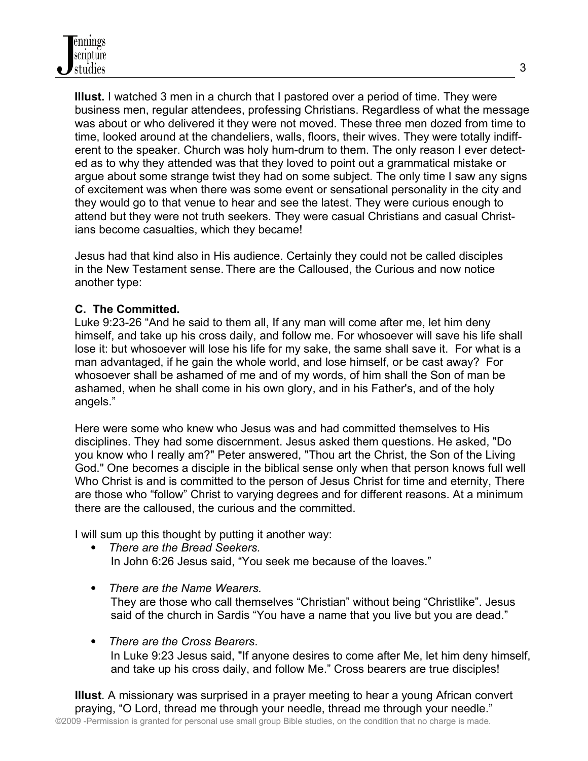**Illust.** I watched 3 men in a church that I pastored over a period of time. They were business men, regular attendees, professing Christians. Regardless of what the message was about or who delivered it they were not moved. These three men dozed from time to time, looked around at the chandeliers, walls, floors, their wives. They were totally indifferent to the speaker. Church was holy hum-drum to them. The only reason I ever detected as to why they attended was that they loved to point out a grammatical mistake or argue about some strange twist they had on some subject. The only time I saw any signs of excitement was when there was some event or sensational personality in the city and they would go to that venue to hear and see the latest. They were curious enough to attend but they were not truth seekers. They were casual Christians and casual Christians become casualties, which they became!

Jesus had that kind also in His audience. Certainly they could not be called disciples in the New Testament sense. There are the Calloused, the Curious and now notice another type:

### C. The Committed.

Luke 9:23-26 "And he said to them all, If any man will come after me, let him deny himself, and take up his cross daily, and follow me. For whosoever will save his life shall lose it: but whosoever will lose his life for my sake, the same shall save it. For what is a man advantaged, if he gain the whole world, and lose himself, or be cast away? For whosoever shall be ashamed of me and of my words, of him shall the Son of man be ashamed, when he shall come in his own glory, and in his Father's, and of the holy angels."

Here were some who knew who Jesus was and had committed themselves to His disciplines. They had some discernment. Jesus asked them questions. He asked, "Do you know who I really am?" Peter answered, "Thou art the Christ, the Son of the Living God." One becomes a disciple in the biblical sense only when that person knows full well Who Christ is and is committed to the person of Jesus Christ for time and eternity, There are those who "follow" Christ to varying degrees and for different reasons. At a minimum there are the calloused, the curious and the committed.

I will sum up this thought by putting it another way:

- *There are the Bread Seekers.*
  In John 6:26 Jesus said, "You seek me because of the loaves."

- *There are the Name Wearers.*
  They are those who call themselves "Christian" without being "Christlike". Jesus said of the church in Sardis "You have a name that you live but you are dead."

- *There are the Cross Bearers*.
  In Luke 9:23 Jesus said, "If anyone desires to come after Me, let him deny himself, and take up his cross daily, and follow Me." Cross bearers are true disciples!

**Illust**. A missionary was surprised in a prayer meeting to hear a young African convert praying, "O Lord, thread me through your needle, thread me through your needle."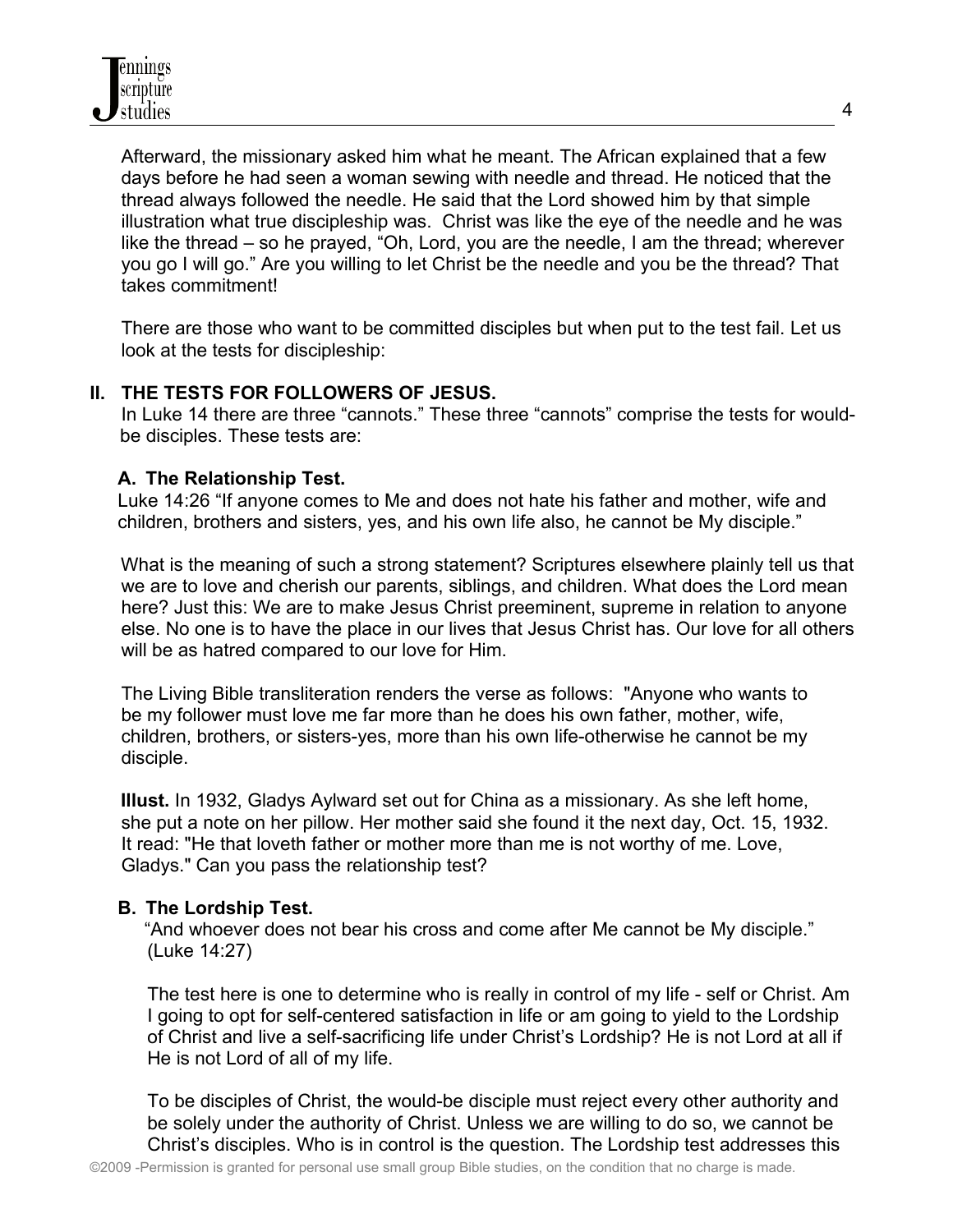Afterward, the missionary asked him what he meant. The African explained that a few days before he had seen a woman sewing with needle and thread. He noticed that the thread always followed the needle. He said that the Lord showed him by that simple illustration what true discipleship was. Christ was like the eye of the needle and he was like the thread – so he prayed, "Oh, Lord, you are the needle, I am the thread; wherever you go I will go." Are you willing to let Christ be the needle and you be the thread? That takes commitment!

There are those who want to be committed disciples but when put to the test fail. Let us look at the tests for discipleship:

## II. THE TESTS FOR FOLLOWERS OF JESUS.

In Luke 14 there are three "cannots." These three "cannots" comprise the tests for would-be disciples. These tests are:

### A. The Relationship Test.

Luke 14:26 "If anyone comes to Me and does not hate his father and mother, wife and children, brothers and sisters, yes, and his own life also, he cannot be My disciple."

What is the meaning of such a strong statement? Scriptures elsewhere plainly tell us that we are to love and cherish our parents, siblings, and children. What does the Lord mean here? Just this: We are to make Jesus Christ preeminent, supreme in relation to anyone else. No one is to have the place in our lives that Jesus Christ has. Our love for all others will be as hatred compared to our love for Him.

The Living Bible transliteration renders the verse as follows: "Anyone who wants to be my follower must love me far more than he does his own father, mother, wife, children, brothers, or sisters-yes, more than his own life-otherwise he cannot be my disciple.

**Illust.** In 1932, Gladys Aylward set out for China as a missionary. As she left home, she put a note on her pillow. Her mother said she found it the next day, Oct. 15, 1932. It read: "He that loveth father or mother more than me is not worthy of me. Love, Gladys." Can you pass the relationship test?

### B. The Lordship Test.

"And whoever does not bear his cross and come after Me cannot be My disciple." (Luke 14:27)

The test here is one to determine who is really in control of my life - self or Christ. Am I going to opt for self-centered satisfaction in life or am going to yield to the Lordship of Christ and live a self-sacrificing life under Christ's Lordship? He is not Lord at all if He is not Lord of all of my life.

To be disciples of Christ, the would-be disciple must reject every other authority and be solely under the authority of Christ. Unless we are willing to do so, we cannot be Christ's disciples. Who is in control is the question. The Lordship test addresses this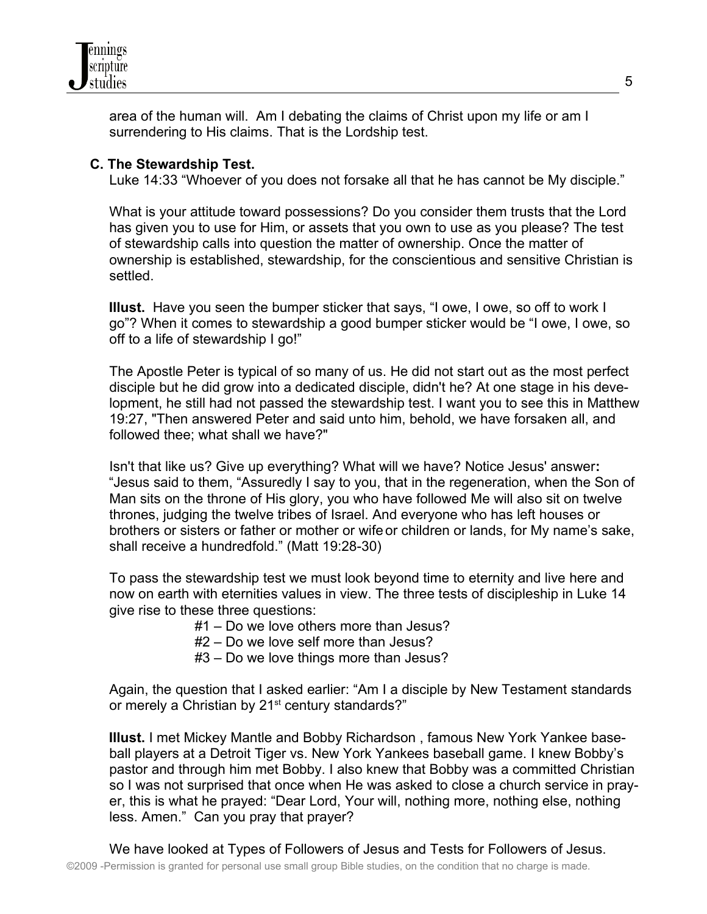area of the human will. Am I debating the claims of Christ upon my life or am I surrendering to His claims. That is the Lordship test.

### C. The Stewardship Test.

Luke 14:33 "Whoever of you does not forsake all that he has cannot be My disciple."

What is your attitude toward possessions? Do you consider them trusts that the Lord has given you to use for Him, or assets that you own to use as you please? The test of stewardship calls into question the matter of ownership. Once the matter of ownership is established, stewardship, for the conscientious and sensitive Christian is settled.

**Illust.** Have you seen the bumper sticker that says, "I owe, I owe, so off to work I go"? When it comes to stewardship a good bumper sticker would be "I owe, I owe, so off to a life of stewardship I go!"

The Apostle Peter is typical of so many of us. He did not start out as the most perfect disciple but he did grow into a dedicated disciple, didn't he? At one stage in his development, he still had not passed the stewardship test. I want you to see this in Matthew 19:27, "Then answered Peter and said unto him, behold, we have forsaken all, and followed thee; what shall we have?"

Isn't that like us? Give up everything? What will we have? Notice Jesus' answer**:** "Jesus said to them, "Assuredly I say to you, that in the regeneration, when the Son of Man sits on the throne of His glory, you who have followed Me will also sit on twelve thrones, judging the twelve tribes of Israel. And everyone who has left houses or brothers or sisters or father or mother or wife or children or lands, for My name's sake, shall receive a hundredfold." (Matt 19:28-30)

To pass the stewardship test we must look beyond time to eternity and live here and now on earth with eternities values in view. The three tests of discipleship in Luke 14 give rise to these three questions:

#1 – Do we love others more than Jesus?
#2 – Do we love self more than Jesus?
#3 – Do we love things more than Jesus?

Again, the question that I asked earlier: "Am I a disciple by New Testament standards or merely a Christian by 21st century standards?"

**Illust.** I met Mickey Mantle and Bobby Richardson , famous New York Yankee baseball players at a Detroit Tiger vs. New York Yankees baseball game. I knew Bobby's pastor and through him met Bobby. I also knew that Bobby was a committed Christian so I was not surprised that once when He was asked to close a church service in prayer, this is what he prayed: "Dear Lord, Your will, nothing more, nothing else, nothing less. Amen." Can you pray that prayer?

We have looked at Types of Followers of Jesus and Tests for Followers of Jesus.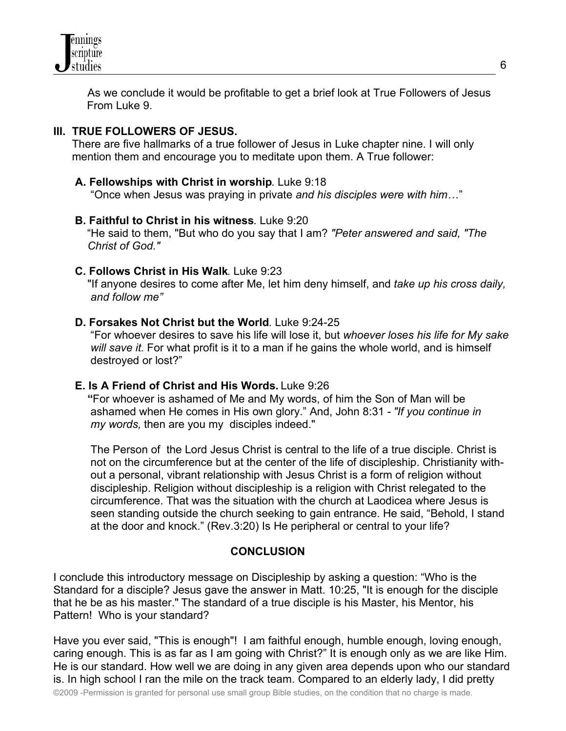As we conclude it would be profitable to get a brief look at True Followers of Jesus From Luke 9.

## III. TRUE FOLLOWERS OF JESUS.

There are five hallmarks of a true follower of Jesus in Luke chapter nine. I will only mention them and encourage you to meditate upon them. A True follower:

**A. Fellowships with Christ in worship**. Luke 9:18
"Once when Jesus was praying in private *and his disciples were with him*…"

**B. Faithful to Christ in his witness**. Luke 9:20
"He said to them, "But who do you say that I am? *"Peter answered and said, "The Christ of God."*

**C. Follows Christ in His Walk**. Luke 9:23
"If anyone desires to come after Me, let him deny himself, and *take up his cross daily, and follow me"*

**D. Forsakes Not Christ but the World**. Luke 9:24-25
"For whoever desires to save his life will lose it, but *whoever loses his life for My sake will save it.* For what profit is it to a man if he gains the whole world, and is himself destroyed or lost?"

**E. Is A Friend of Christ and His Words.** Luke 9:26
**"**For whoever is ashamed of Me and My words, of him the Son of Man will be ashamed when He comes in His own glory." And, John 8:31 - *"If you continue in my words,* then are you my disciples indeed."

The Person of the Lord Jesus Christ is central to the life of a true disciple. Christ is not on the circumference but at the center of the life of discipleship. Christianity without a personal, vibrant relationship with Jesus Christ is a form of religion without discipleship. Religion without discipleship is a religion with Christ relegated to the circumference. That was the situation with the church at Laodicea where Jesus is seen standing outside the church seeking to gain entrance. He said, "Behold, I stand at the door and knock." (Rev.3:20) Is He peripheral or central to your life?

## CONCLUSION

I conclude this introductory message on Discipleship by asking a question: "Who is the Standard for a disciple? Jesus gave the answer in Matt. 10:25, "It is enough for the disciple that he be as his master." The standard of a true disciple is his Master, his Mentor, his Pattern! Who is your standard?

Have you ever said, "This is enough"! I am faithful enough, humble enough, loving enough, caring enough. This is as far as I am going with Christ?" It is enough only as we are like Him. He is our standard. How well we are doing in any given area depends upon who our standard is. In high school I ran the mile on the track team. Compared to an elderly lady, I did pretty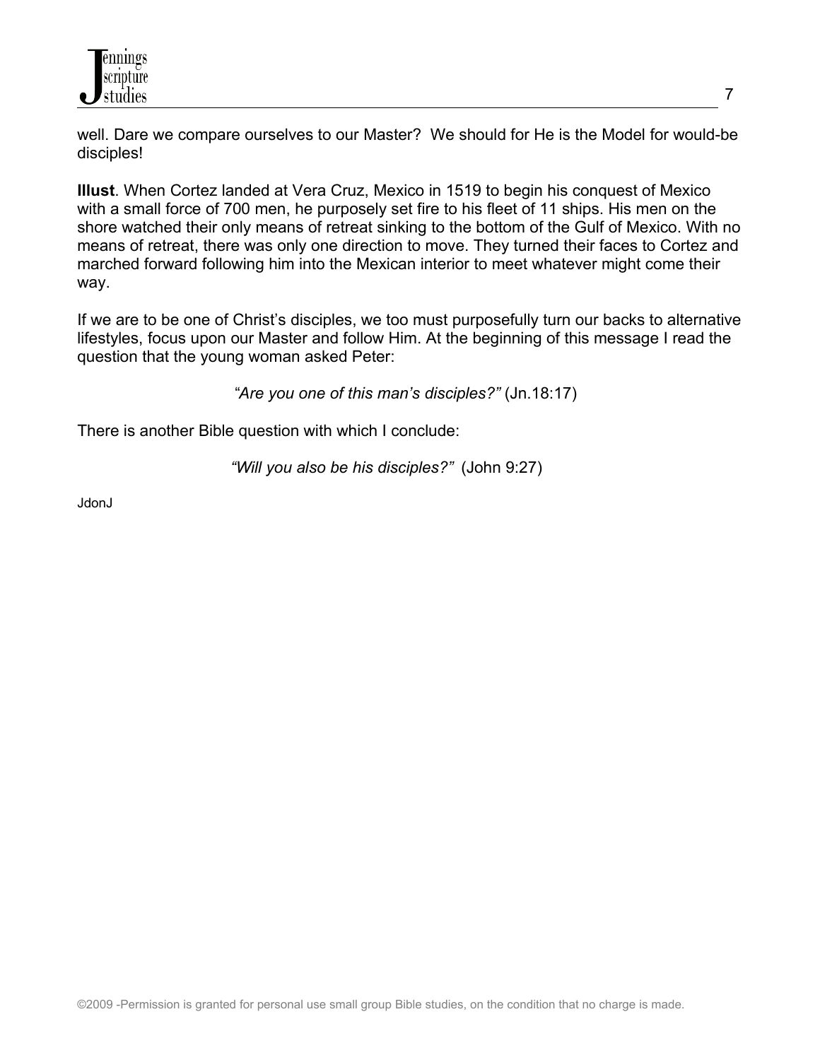well. Dare we compare ourselves to our Master? We should for He is the Model for would-be disciples!

**Illust**. When Cortez landed at Vera Cruz, Mexico in 1519 to begin his conquest of Mexico with a small force of 700 men, he purposely set fire to his fleet of 11 ships. His men on the shore watched their only means of retreat sinking to the bottom of the Gulf of Mexico. With no means of retreat, there was only one direction to move. They turned their faces to Cortez and marched forward following him into the Mexican interior to meet whatever might come their way.

If we are to be one of Christ's disciples, we too must purposefully turn our backs to alternative lifestyles, focus upon our Master and follow Him. At the beginning of this message I read the question that the young woman asked Peter:

*"Are you one of this man's disciples?"* (Jn.18:17)

There is another Bible question with which I conclude:

*"Will you also be his disciples?"* (John 9:27)

JdonJ

©2009 -Permission is granted for personal use small group Bible studies, on the condition that no charge is made.